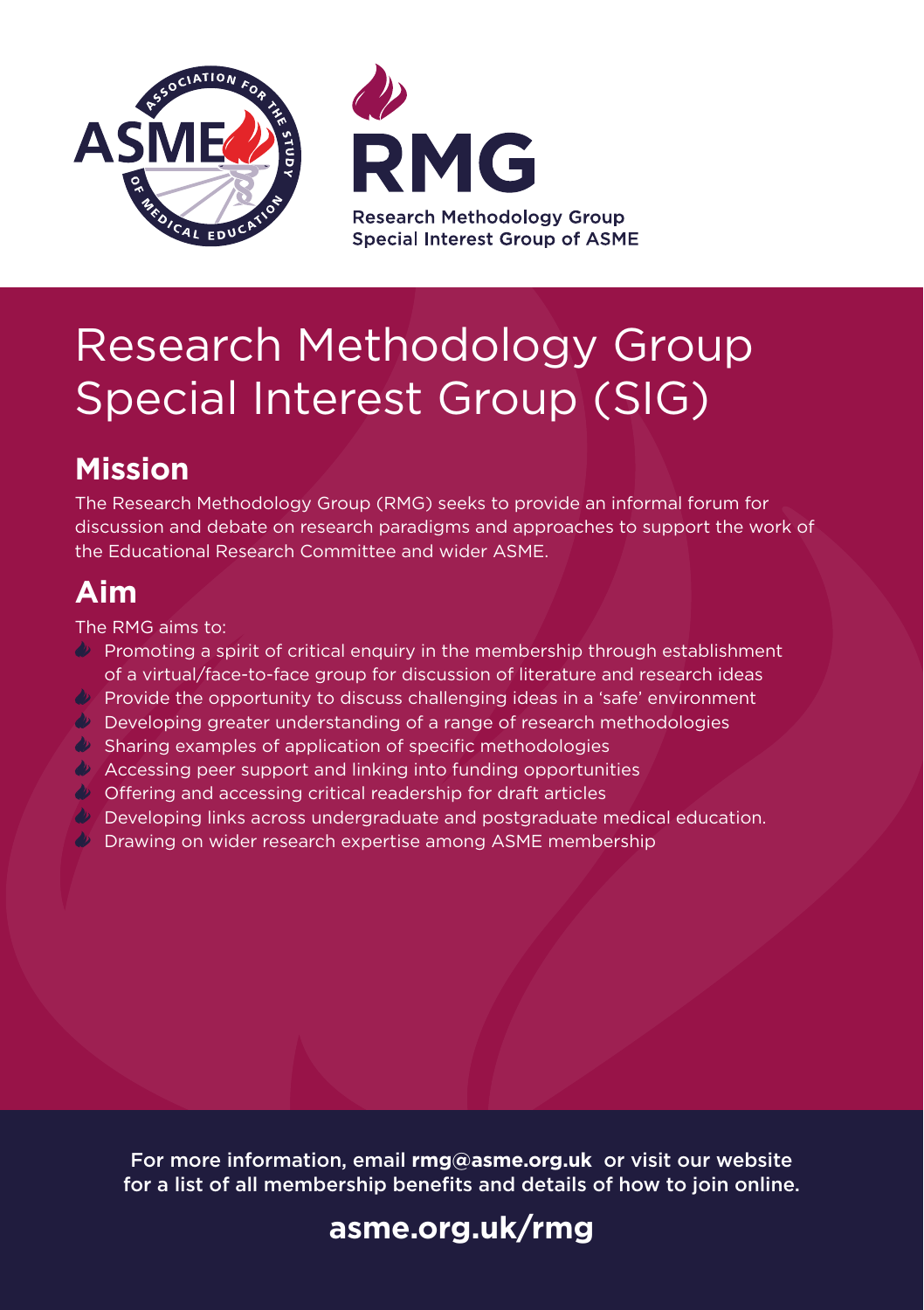ASSOCIATION FOR THE STUDY OF MEDICAL EDUCATION

RMG
Research Methodology Group
Special Interest Group of ASME

# Research Methodology Group Special Interest Group (SIG)

## Mission

The Research Methodology Group (RMG) seeks to provide an informal forum for discussion and debate on research paradigms and approaches to support the work of the Educational Research Committee and wider ASME.

## Aim

The RMG aims to:

- Promoting a spirit of critical enquiry in the membership through establishment of a virtual/face-to-face group for discussion of literature and research ideas
- Provide the opportunity to discuss challenging ideas in a 'safe' environment
- Developing greater understanding of a range of research methodologies
- Sharing examples of application of specific methodologies
- Accessing peer support and linking into funding opportunities
- Offering and accessing critical readership for draft articles
- Developing links across undergraduate and postgraduate medical education.
- Drawing on wider research expertise among ASME membership

For more information, email **rmg@asme.org.uk** or visit our website for a list of all membership benefits and details of how to join online.

**asme.org.uk/rmg**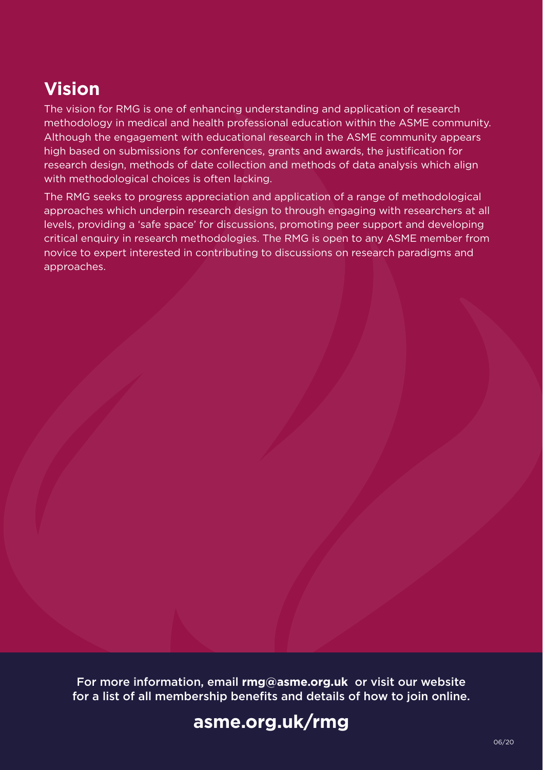## Vision

The vision for RMG is one of enhancing understanding and application of research methodology in medical and health professional education within the ASME community. Although the engagement with educational research in the ASME community appears high based on submissions for conferences, grants and awards, the justification for research design, methods of date collection and methods of data analysis which align with methodological choices is often lacking.

The RMG seeks to progress appreciation and application of a range of methodological approaches which underpin research design to through engaging with researchers at all levels, providing a 'safe space' for discussions, promoting peer support and developing critical enquiry in research methodologies. The RMG is open to any ASME member from novice to expert interested in contributing to discussions on research paradigms and approaches.

For more information, email **rmg@asme.org.uk** or visit our website for a list of all membership benefits and details of how to join online.

**asme.org.uk/rmg**

06/20